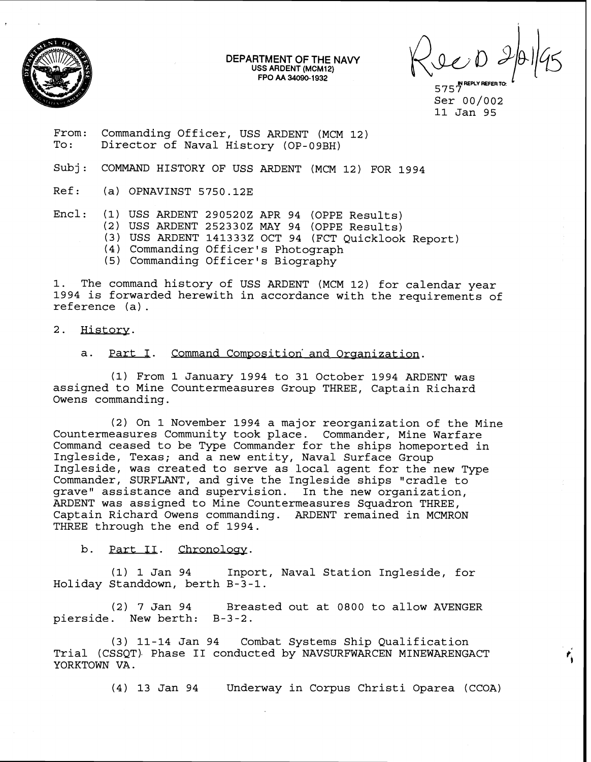DEPARTMENT OF THE NAVY
USS ARDENT (MCM12)
FPO AA 34090-1932

Rec'd 2/21/95

IN REPLY REFER TO:
5757
Ser 00/002
11 Jan 95

From: Commanding Officer, USS ARDENT (MCM 12)
To: Director of Naval History (OP-09BH)

Subj: COMMAND HISTORY OF USS ARDENT (MCM 12) FOR 1994

Ref: (a) OPNAVINST 5750.12E

Encl: (1) USS ARDENT 290520Z APR 94 (OPPE Results)
(2) USS ARDENT 252330Z MAY 94 (OPPE Results)
(3) USS ARDENT 141333Z OCT 94 (FCT Quicklook Report)
(4) Commanding Officer's Photograph
(5) Commanding Officer's Biography

1. The command history of USS ARDENT (MCM 12) for calendar year 1994 is forwarded herewith in accordance with the requirements of reference (a).

2. History.

a. Part I. Command Composition and Organization.

(1) From 1 January 1994 to 31 October 1994 ARDENT was assigned to Mine Countermeasures Group THREE, Captain Richard Owens commanding.

(2) On 1 November 1994 a major reorganization of the Mine Countermeasures Community took place. Commander, Mine Warfare Command ceased to be Type Commander for the ships homeported in Ingleside, Texas; and a new entity, Naval Surface Group Ingleside, was created to serve as local agent for the new Type Commander, SURFLANT, and give the Ingleside ships "cradle to grave" assistance and supervision. In the new organization, ARDENT was assigned to Mine Countermeasures Squadron THREE, Captain Richard Owens commanding. ARDENT remained in MCMRON THREE through the end of 1994.

b. Part II. Chronology.

(1) 1 Jan 94 Inport, Naval Station Ingleside, for Holiday Standdown, berth B-3-1.

(2) 7 Jan 94 Breasted out at 0800 to allow AVENGER pierside. New berth: B-3-2.

(3) 11-14 Jan 94 Combat Systems Ship Qualification Trial (CSSQT) Phase II conducted by NAVSURFWARCEN MINEWARENGACT YORKTOWN VA.

(4) 13 Jan 94 Underway in Corpus Christi Oparea (CCOA)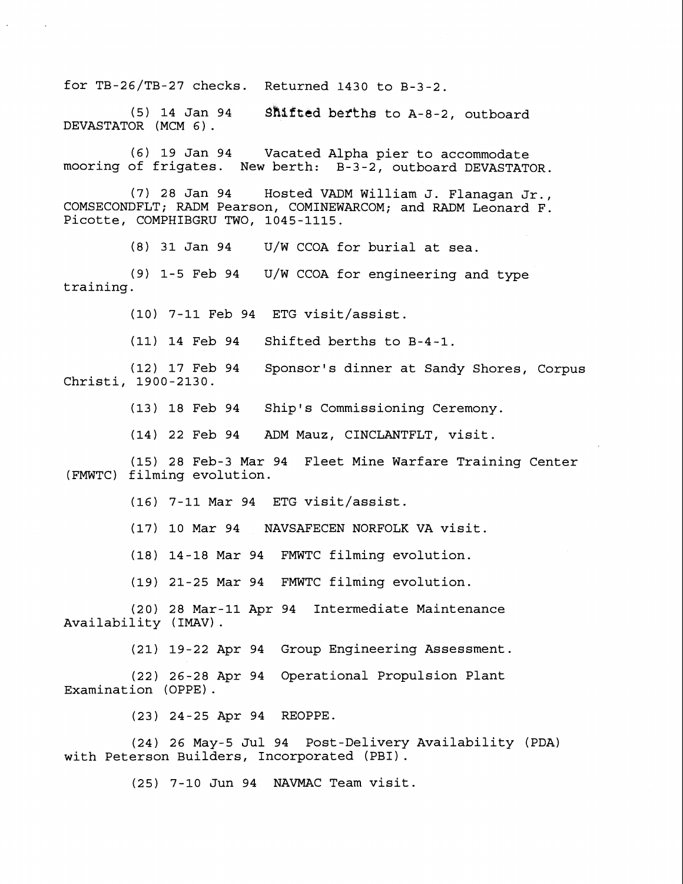for TB-26/TB-27 checks. Returned 1430 to B-3-2.

(5) 14 Jan 94 Shifted berths to A-8-2, outboard DEVASTATOR (MCM 6).

(6) 19 Jan 94 Vacated Alpha pier to accommodate mooring of frigates. New berth: B-3-2, outboard DEVASTATOR.

(7) 28 Jan 94 Hosted VADM William J. Flanagan Jr., COMSECONDFLT; RADM Pearson, COMINEWARCOM; and RADM Leonard F. Picotte, COMPHIBGRU TWO, 1045-1115.

(8) 31 Jan 94 U/W CCOA for burial at sea.

(9) 1-5 Feb 94 U/W CCOA for engineering and type training.

(10) 7-11 Feb 94 ETG visit/assist.

(11) 14 Feb 94 Shifted berths to B-4-1.

(12) 17 Feb 94 Sponsor's dinner at Sandy Shores, Corpus Christi, 1900-2130.

(13) 18 Feb 94 Ship's Commissioning Ceremony.

(14) 22 Feb 94 ADM Mauz, CINCLANTFLT, visit.

(15) 28 Feb-3 Mar 94 Fleet Mine Warfare Training Center (FMWTC) filming evolution.

(16) 7-11 Mar 94 ETG visit/assist.

(17) 10 Mar 94 NAVSAFECEN NORFOLK VA visit.

(18) 14-18 Mar 94 FMWTC filming evolution.

(19) 21-25 Mar 94 FMWTC filming evolution.

(20) 28 Mar-11 Apr 94 Intermediate Maintenance Availability (IMAV).

(21) 19-22 Apr 94 Group Engineering Assessment.

(22) 26-28 Apr 94 Operational Propulsion Plant Examination (OPPE).

(23) 24-25 Apr 94 REOPPE.

(24) 26 May-5 Jul 94 Post-Delivery Availability (PDA) with Peterson Builders, Incorporated (PBI).

(25) 7-10 Jun 94 NAVMAC Team visit.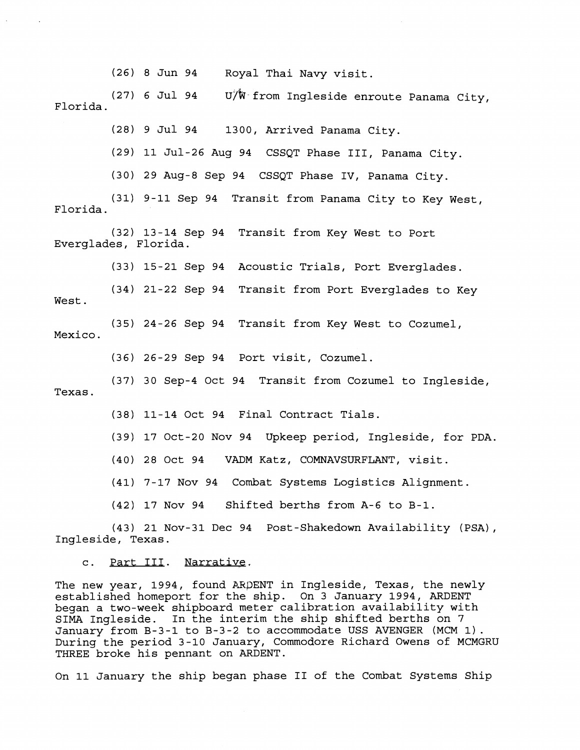(26) 8 Jun 94 Royal Thai Navy visit.

(27) 6 Jul 94 U/W from Ingleside enroute Panama City, Florida.

(28) 9 Jul 94 1300, Arrived Panama City.

(29) 11 Jul-26 Aug 94 CSSQT Phase III, Panama City.

(30) 29 Aug-8 Sep 94 CSSQT Phase IV, Panama City.

(31) 9-11 Sep 94 Transit from Panama City to Key West, Florida.

(32) 13-14 Sep 94 Transit from Key West to Port Everglades, Florida.

(33) 15-21 Sep 94 Acoustic Trials, Port Everglades.

(34) 21-22 Sep 94 Transit from Port Everglades to Key West.

(35) 24-26 Sep 94 Transit from Key West to Cozumel, Mexico.

(36) 26-29 Sep 94 Port visit, Cozumel.

(37) 30 Sep-4 Oct 94 Transit from Cozumel to Ingleside, Texas.

(38) 11-14 Oct 94 Final Contract Tials.

(39) 17 Oct-20 Nov 94 Upkeep period, Ingleside, for PDA.

(40) 28 Oct 94 VADM Katz, COMNAVSURFLANT, visit.

(41) 7-17 Nov 94 Combat Systems Logistics Alignment.

(42) 17 Nov 94 Shifted berths from A-6 to B-1.

(43) 21 Nov-31 Dec 94 Post-Shakedown Availability (PSA), Ingleside, Texas.

c. Part III. Narrative.

The new year, 1994, found ARDENT in Ingleside, Texas, the newly established homeport for the ship. On 3 January 1994, ARDENT began a two-week shipboard meter calibration availability with SIMA Ingleside. In the interim the ship shifted berths on 7 January from B-3-1 to B-3-2 to accommodate USS AVENGER (MCM 1). During the period 3-10 January, Commodore Richard Owens of MCMGRU THREE broke his pennant on ARDENT.

On 11 January the ship began phase II of the Combat Systems Ship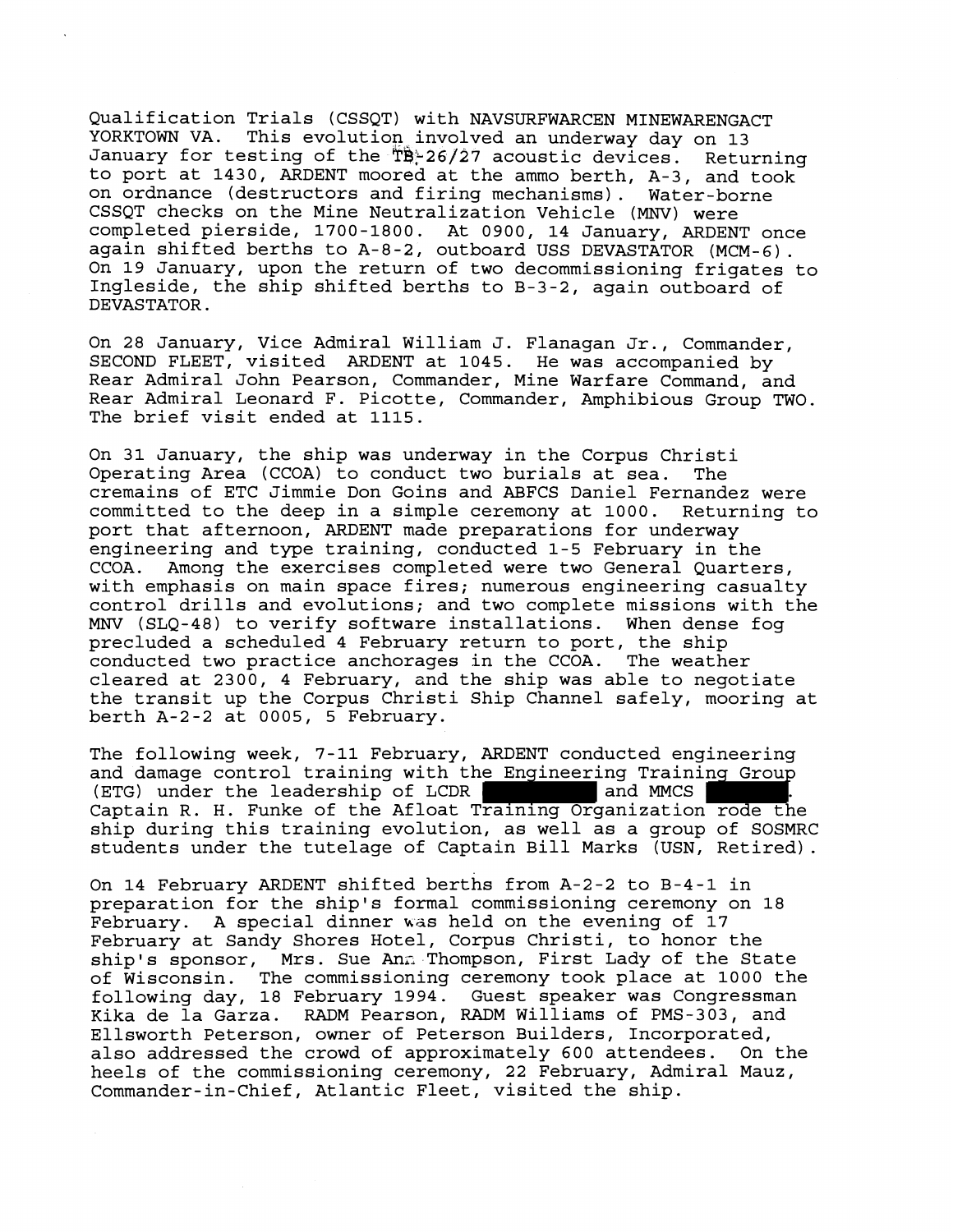Qualification Trials (CSSQT) with NAVSURFWARCEN MINEWARENGACT YORKTOWN VA. This evolution involved an underway day on 13 January for testing of the TB-26/27 acoustic devices. Returning to port at 1430, ARDENT moored at the ammo berth, A-3, and took on ordnance (destructors and firing mechanisms). Water-borne CSSQT checks on the Mine Neutralization Vehicle (MNV) were completed pierside, 1700-1800. At 0900, 14 January, ARDENT once again shifted berths to A-8-2, outboard USS DEVASTATOR (MCM-6). On 19 January, upon the return of two decommissioning frigates to Ingleside, the ship shifted berths to B-3-2, again outboard of DEVASTATOR.

On 28 January, Vice Admiral William J. Flanagan Jr., Commander, SECOND FLEET, visited ARDENT at 1045. He was accompanied by Rear Admiral John Pearson, Commander, Mine Warfare Command, and Rear Admiral Leonard F. Picotte, Commander, Amphibious Group TWO. The brief visit ended at 1115.

On 31 January, the ship was underway in the Corpus Christi Operating Area (CCOA) to conduct two burials at sea. The cremains of ETC Jimmie Don Goins and ABFCS Daniel Fernandez were committed to the deep in a simple ceremony at 1000. Returning to port that afternoon, ARDENT made preparations for underway engineering and type training, conducted 1-5 February in the CCOA. Among the exercises completed were two General Quarters, with emphasis on main space fires; numerous engineering casualty control drills and evolutions; and two complete missions with the MNV (SLQ-48) to verify software installations. When dense fog precluded a scheduled 4 February return to port, the ship conducted two practice anchorages in the CCOA. The weather cleared at 2300, 4 February, and the ship was able to negotiate the transit up the Corpus Christi Ship Channel safely, mooring at berth A-2-2 at 0005, 5 February.

The following week, 7-11 February, ARDENT conducted engineering and damage control training with the Engineering Training Group (ETG) under the leadership of LCDR [REDACTED] and MMCS [REDACTED]. Captain R. H. Funke of the Afloat Training Organization rode the ship during this training evolution, as well as a group of SOSMRC students under the tutelage of Captain Bill Marks (USN, Retired).

On 14 February ARDENT shifted berths from A-2-2 to B-4-1 in preparation for the ship's formal commissioning ceremony on 18 February. A special dinner was held on the evening of 17 February at Sandy Shores Hotel, Corpus Christi, to honor the ship's sponsor, Mrs. Sue Ann Thompson, First Lady of the State of Wisconsin. The commissioning ceremony took place at 1000 the following day, 18 February 1994. Guest speaker was Congressman Kika de la Garza. RADM Pearson, RADM Williams of PMS-303, and Ellsworth Peterson, owner of Peterson Builders, Incorporated, also addressed the crowd of approximately 600 attendees. On the heels of the commissioning ceremony, 22 February, Admiral Mauz, Commander-in-Chief, Atlantic Fleet, visited the ship.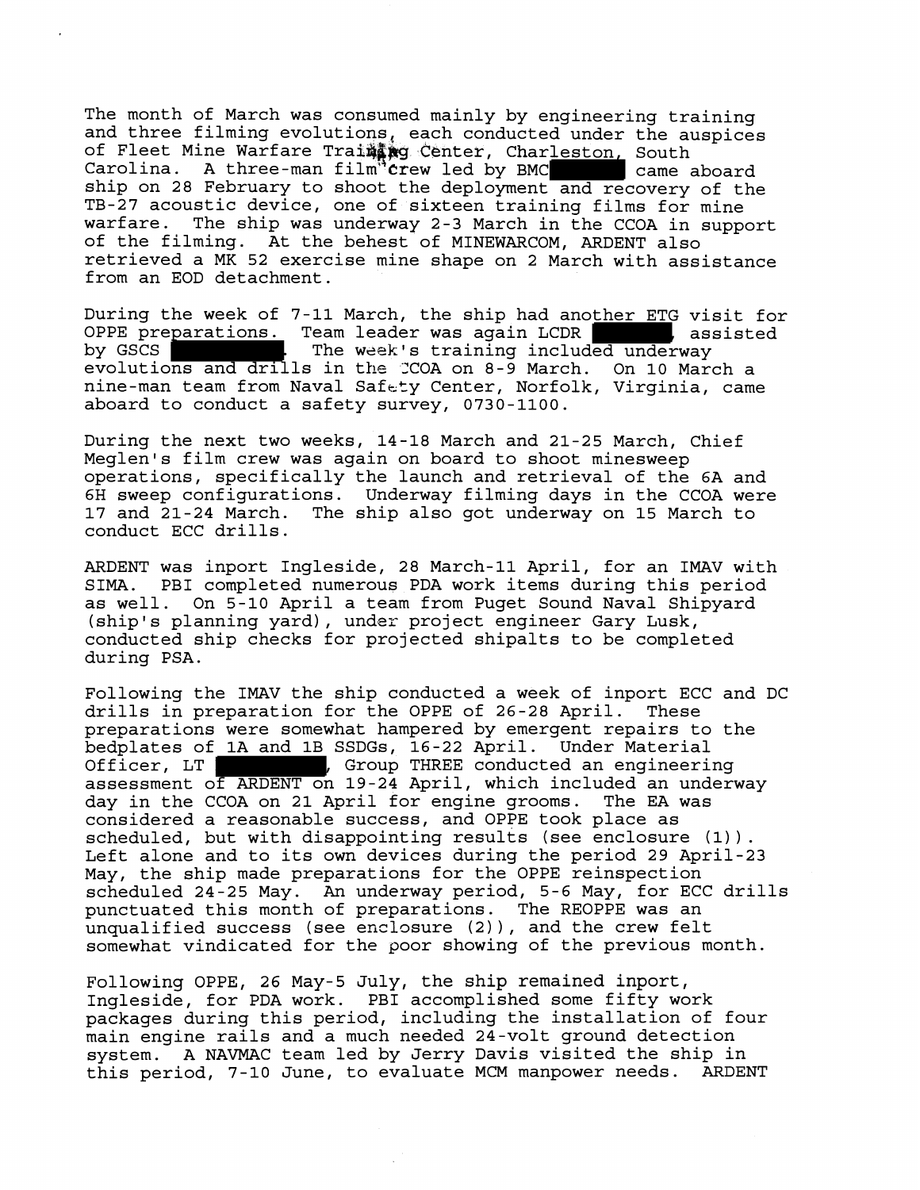The month of March was consumed mainly by engineering training and three filming evolutions, each conducted under the auspices of Fleet Mine Warfare Training Center, Charleston, South Carolina. A three-man film crew led by BMC [redacted] came aboard ship on 28 February to shoot the deployment and recovery of the TB-27 acoustic device, one of sixteen training films for mine warfare. The ship was underway 2-3 March in the CCOA in support of the filming. At the behest of MINEWARCOM, ARDENT also retrieved a MK 52 exercise mine shape on 2 March with assistance from an EOD detachment.

During the week of 7-11 March, the ship had another ETG visit for OPPE preparations. Team leader was again LCDR [redacted], assisted by GSCS [redacted]. The week's training included underway evolutions and drills in the CCOA on 8-9 March. On 10 March a nine-man team from Naval Safety Center, Norfolk, Virginia, came aboard to conduct a safety survey, 0730-1100.

During the next two weeks, 14-18 March and 21-25 March, Chief Meglen's film crew was again on board to shoot minesweep operations, specifically the launch and retrieval of the 6A and 6H sweep configurations. Underway filming days in the CCOA were 17 and 21-24 March. The ship also got underway on 15 March to conduct ECC drills.

ARDENT was inport Ingleside, 28 March-11 April, for an IMAV with SIMA. PBI completed numerous PDA work items during this period as well. On 5-10 April a team from Puget Sound Naval Shipyard (ship's planning yard), under project engineer Gary Lusk, conducted ship checks for projected shipalts to be completed during PSA.

Following the IMAV the ship conducted a week of inport ECC and DC drills in preparation for the OPPE of 26-28 April. These preparations were somewhat hampered by emergent repairs to the bedplates of 1A and 1B SSDGs, 16-22 April. Under Material Officer, LT [redacted], Group THREE conducted an engineering assessment of ARDENT on 19-24 April, which included an underway day in the CCOA on 21 April for engine grooms. The EA was considered a reasonable success, and OPPE took place as scheduled, but with disappointing results (see enclosure (1)). Left alone and to its own devices during the period 29 April-23 May, the ship made preparations for the OPPE reinspection scheduled 24-25 May. An underway period, 5-6 May, for ECC drills punctuated this month of preparations. The REOPPE was an unqualified success (see enclosure (2)), and the crew felt somewhat vindicated for the poor showing of the previous month.

Following OPPE, 26 May-5 July, the ship remained inport, Ingleside, for PDA work. PBI accomplished some fifty work packages during this period, including the installation of four main engine rails and a much needed 24-volt ground detection system. A NAVMAC team led by Jerry Davis visited the ship in this period, 7-10 June, to evaluate MCM manpower needs. ARDENT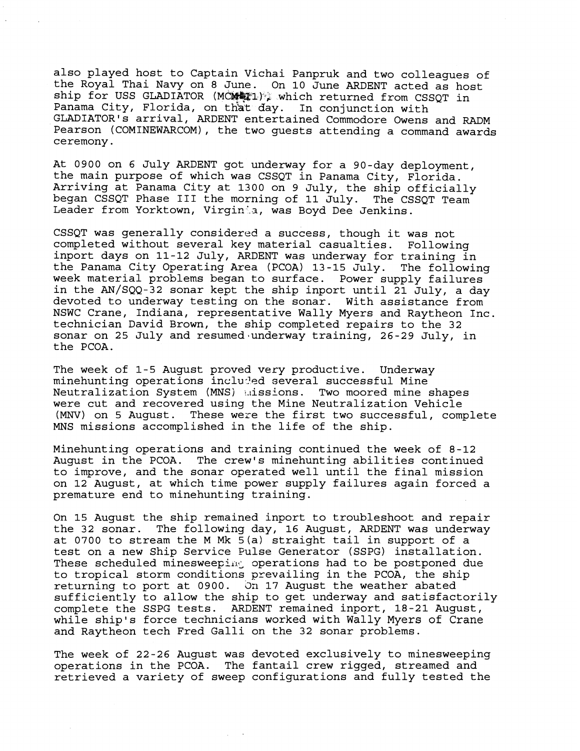also played host to Captain Vichai Panpruk and two colleagues of the Royal Thai Navy on 8 June. On 10 June ARDENT acted as host ship for USS GLADIATOR (MCM 11), which returned from CSSQT in Panama City, Florida, on that day. In conjunction with GLADIATOR's arrival, ARDENT entertained Commodore Owens and RADM Pearson (COMINEWARCOM), the two guests attending a command awards ceremony.

At 0900 on 6 July ARDENT got underway for a 90-day deployment, the main purpose of which was CSSQT in Panama City, Florida. Arriving at Panama City at 1300 on 9 July, the ship officially began CSSQT Phase III the morning of 11 July. The CSSQT Team Leader from Yorktown, Virginia, was Boyd Dee Jenkins.

CSSQT was generally considered a success, though it was not completed without several key material casualties. Following inport days on 11-12 July, ARDENT was underway for training in the Panama City Operating Area (PCOA) 13-15 July. The following week material problems began to surface. Power supply failures in the AN/SQQ-32 sonar kept the ship inport until 21 July, a day devoted to underway testing on the sonar. With assistance from NSWC Crane, Indiana, representative Wally Myers and Raytheon Inc. technician David Brown, the ship completed repairs to the 32 sonar on 25 July and resumed underway training, 26-29 July, in the PCOA.

The week of 1-5 August proved very productive. Underway minehunting operations included several successful Mine Neutralization System (MNS) missions. Two moored mine shapes were cut and recovered using the Mine Neutralization Vehicle (MNV) on 5 August. These were the first two successful, complete MNS missions accomplished in the life of the ship.

Minehunting operations and training continued the week of 8-12 August in the PCOA. The crew's minehunting abilities continued to improve, and the sonar operated well until the final mission on 12 August, at which time power supply failures again forced a premature end to minehunting training.

On 15 August the ship remained inport to troubleshoot and repair the 32 sonar. The following day, 16 August, ARDENT was underway at 0700 to stream the M Mk 5(a) straight tail in support of a test on a new Ship Service Pulse Generator (SSPG) installation. These scheduled minesweeping operations had to be postponed due to tropical storm conditions prevailing in the PCOA, the ship returning to port at 0900. On 17 August the weather abated sufficiently to allow the ship to get underway and satisfactorily complete the SSPG tests. ARDENT remained inport, 18-21 August, while ship's force technicians worked with Wally Myers of Crane and Raytheon tech Fred Galli on the 32 sonar problems.

The week of 22-26 August was devoted exclusively to minesweeping operations in the PCOA. The fantail crew rigged, streamed and retrieved a variety of sweep configurations and fully tested the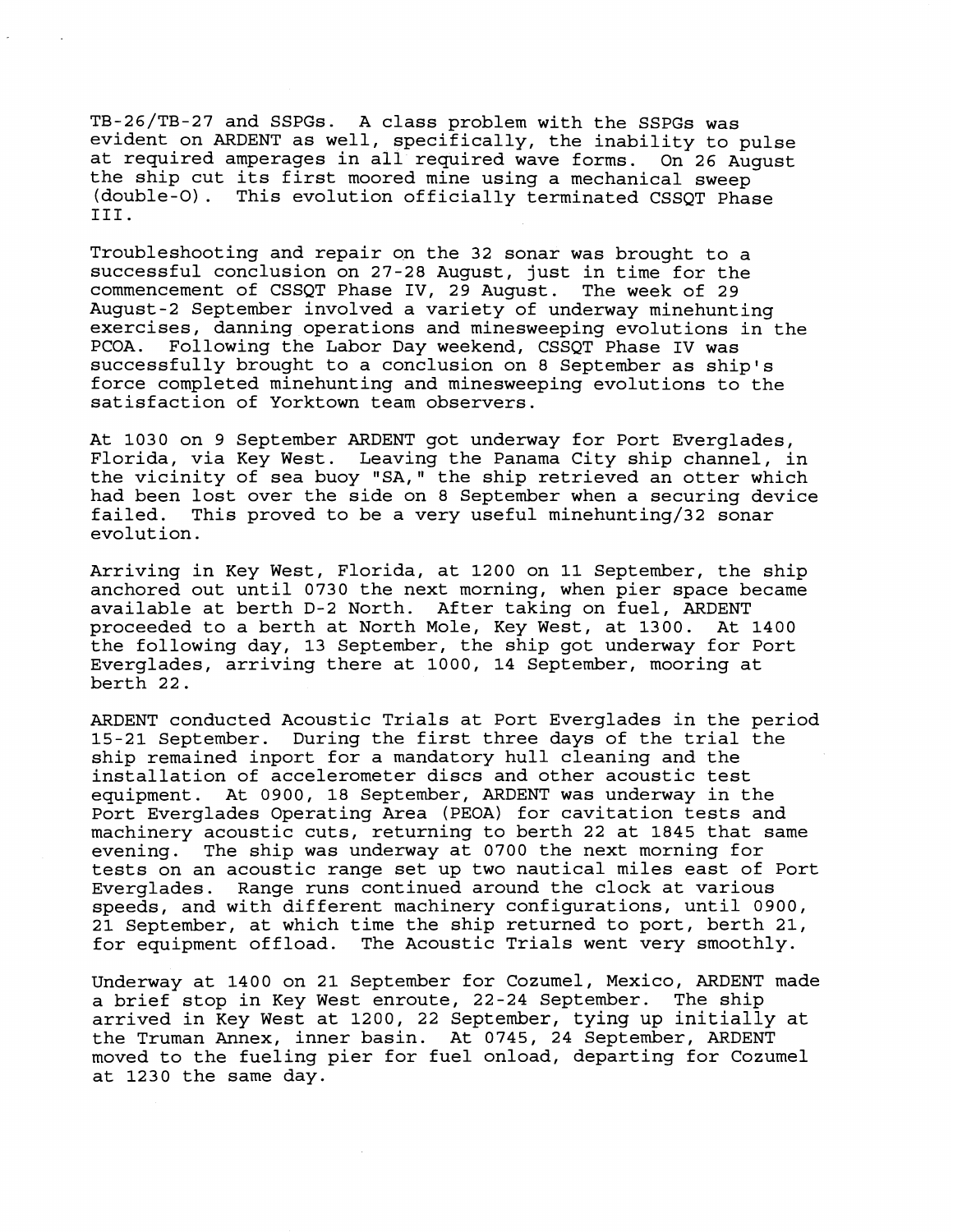TB-26/TB-27 and SSPGs. A class problem with the SSPGs was evident on ARDENT as well, specifically, the inability to pulse at required amperages in all required wave forms. On 26 August the ship cut its first moored mine using a mechanical sweep (double-O). This evolution officially terminated CSSQT Phase III.

Troubleshooting and repair on the 32 sonar was brought to a successful conclusion on 27-28 August, just in time for the commencement of CSSQT Phase IV, 29 August. The week of 29 August-2 September involved a variety of underway minehunting exercises, danning operations and minesweeping evolutions in the PCOA. Following the Labor Day weekend, CSSQT Phase IV was successfully brought to a conclusion on 8 September as ship's force completed minehunting and minesweeping evolutions to the satisfaction of Yorktown team observers.

At 1030 on 9 September ARDENT got underway for Port Everglades, Florida, via Key West. Leaving the Panama City ship channel, in the vicinity of sea buoy "SA," the ship retrieved an otter which had been lost over the side on 8 September when a securing device failed. This proved to be a very useful minehunting/32 sonar evolution.

Arriving in Key West, Florida, at 1200 on 11 September, the ship anchored out until 0730 the next morning, when pier space became available at berth D-2 North. After taking on fuel, ARDENT proceeded to a berth at North Mole, Key West, at 1300. At 1400 the following day, 13 September, the ship got underway for Port Everglades, arriving there at 1000, 14 September, mooring at berth 22.

ARDENT conducted Acoustic Trials at Port Everglades in the period 15-21 September. During the first three days of the trial the ship remained inport for a mandatory hull cleaning and the installation of accelerometer discs and other acoustic test equipment. At 0900, 18 September, ARDENT was underway in the Port Everglades Operating Area (PEOA) for cavitation tests and machinery acoustic cuts, returning to berth 22 at 1845 that same evening. The ship was underway at 0700 the next morning for tests on an acoustic range set up two nautical miles east of Port Everglades. Range runs continued around the clock at various speeds, and with different machinery configurations, until 0900, 21 September, at which time the ship returned to port, berth 21, for equipment offload. The Acoustic Trials went very smoothly.

Underway at 1400 on 21 September for Cozumel, Mexico, ARDENT made a brief stop in Key West enroute, 22-24 September. The ship arrived in Key West at 1200, 22 September, tying up initially at the Truman Annex, inner basin. At 0745, 24 September, ARDENT moved to the fueling pier for fuel onload, departing for Cozumel at 1230 the same day.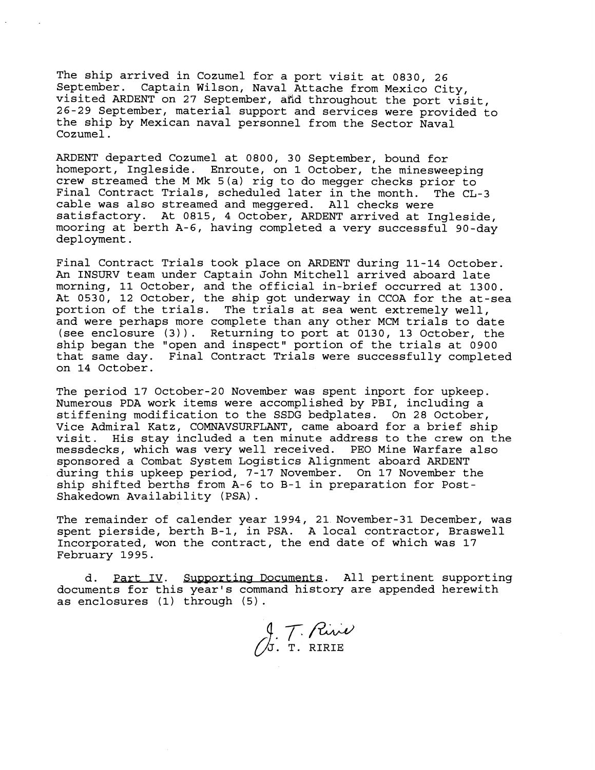The ship arrived in Cozumel for a port visit at 0830, 26 September. Captain Wilson, Naval Attache from Mexico City, visited ARDENT on 27 September, and throughout the port visit, 26-29 September, material support and services were provided to the ship by Mexican naval personnel from the Sector Naval Cozumel.

ARDENT departed Cozumel at 0800, 30 September, bound for homeport, Ingleside. Enroute, on 1 October, the minesweeping crew streamed the M Mk 5(a) rig to do megger checks prior to Final Contract Trials, scheduled later in the month. The CL-3 cable was also streamed and meggered. All checks were satisfactory. At 0815, 4 October, ARDENT arrived at Ingleside, mooring at berth A-6, having completed a very successful 90-day deployment.

Final Contract Trials took place on ARDENT during 11-14 October. An INSURV team under Captain John Mitchell arrived aboard late morning, 11 October, and the official in-brief occurred at 1300. At 0530, 12 October, the ship got underway in CCOA for the at-sea portion of the trials. The trials at sea went extremely well, and were perhaps more complete than any other MCM trials to date (see enclosure (3)). Returning to port at 0130, 13 October, the ship began the "open and inspect" portion of the trials at 0900 that same day. Final Contract Trials were successfully completed on 14 October.

The period 17 October-20 November was spent inport for upkeep. Numerous PDA work items were accomplished by PBI, including a stiffening modification to the SSDG bedplates. On 28 October, Vice Admiral Katz, COMNAVSURFLANT, came aboard for a brief ship visit. His stay included a ten minute address to the crew on the messdecks, which was very well received. PEO Mine Warfare also sponsored a Combat System Logistics Alignment aboard ARDENT during this upkeep period, 7-17 November. On 17 November the ship shifted berths from A-6 to B-1 in preparation for Post-Shakedown Availability (PSA).

The remainder of calender year 1994, 21 November-31 December, was spent pierside, berth B-1, in PSA. A local contractor, Braswell Incorporated, won the contract, the end date of which was 17 February 1995.

d. Part IV. Supporting Documents. All pertinent supporting documents for this year's command history are appended herewith as enclosures (1) through (5).

J. T. Ririe

J. T. RIRIE